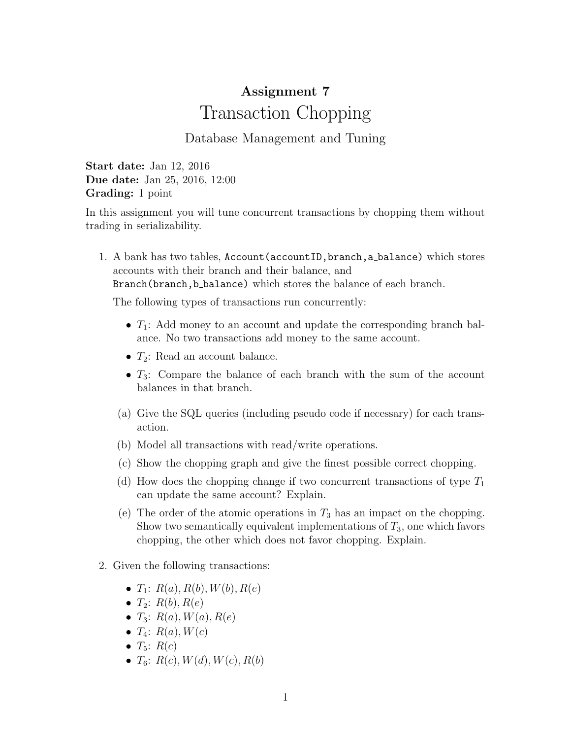**Assignment 7**

# Transaction Chopping

Database Management and Tuning

**Start date:** Jan 12, 2016
**Due date:** Jan 25, 2016, 12:00
**Grading:** 1 point

In this assignment you will tune concurrent transactions by chopping them without trading in serializability.

1. A bank has two tables, `Account(accountID,branch,a_balance)` which stores accounts with their branch and their balance, and `Branch(branch,b_balance)` which stores the balance of each branch.

   The following types of transactions run concurrently:

   - $T_1$: Add money to an account and update the corresponding branch balance. No two transactions add money to the same account.
   - $T_2$: Read an account balance.
   - $T_3$: Compare the balance of each branch with the sum of the account balances in that branch.

   (a) Give the SQL queries (including pseudo code if necessary) for each transaction.

   (b) Model all transactions with read/write operations.

   (c) Show the chopping graph and give the finest possible correct chopping.

   (d) How does the chopping change if two concurrent transactions of type $T_1$ can update the same account? Explain.

   (e) The order of the atomic operations in $T_3$ has an impact on the chopping. Show two semantically equivalent implementations of $T_3$, one which favors chopping, the other which does not favor chopping. Explain.

2. Given the following transactions:

   - $T_1$: $R(a), R(b), W(b), R(e)$
   - $T_2$: $R(b), R(e)$
   - $T_3$: $R(a), W(a), R(e)$
   - $T_4$: $R(a), W(c)$
   - $T_5$: $R(c)$
   - $T_6$: $R(c), W(d), W(c), R(b)$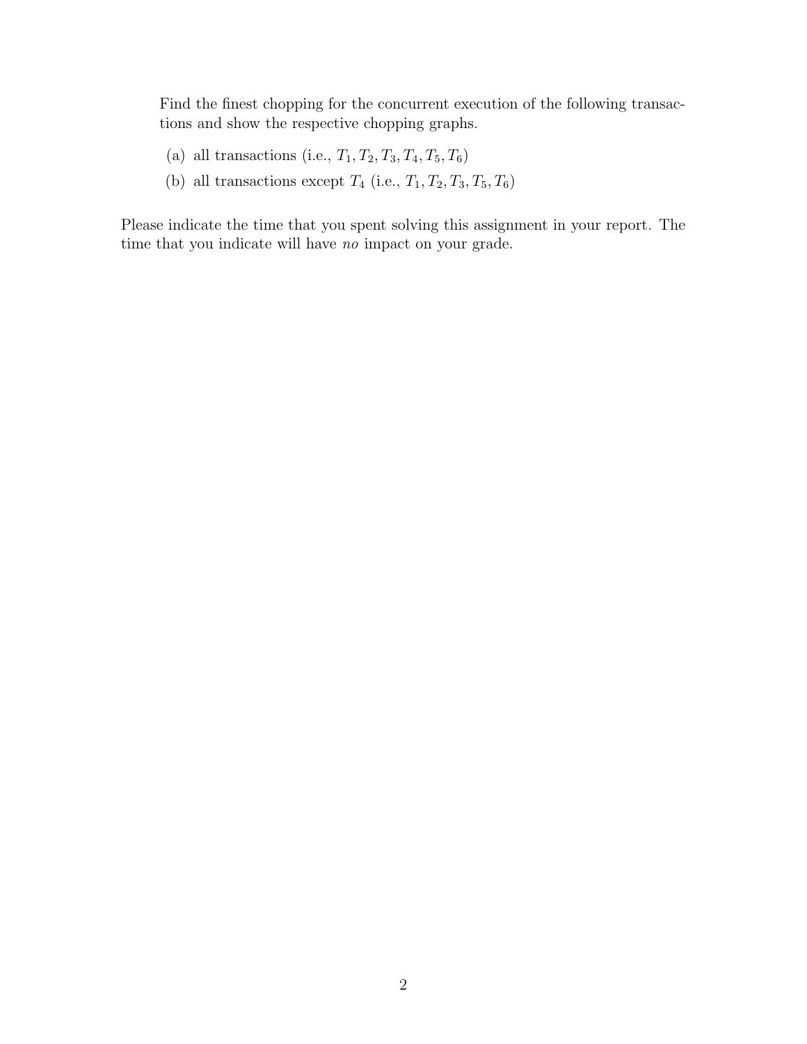Find the finest chopping for the concurrent execution of the following transactions and show the respective chopping graphs.

(a) all transactions (i.e., $T_1, T_2, T_3, T_4, T_5, T_6$)

(b) all transactions except $T_4$ (i.e., $T_1, T_2, T_3, T_5, T_6$)

Please indicate the time that you spent solving this assignment in your report. The time that you indicate will have *no* impact on your grade.